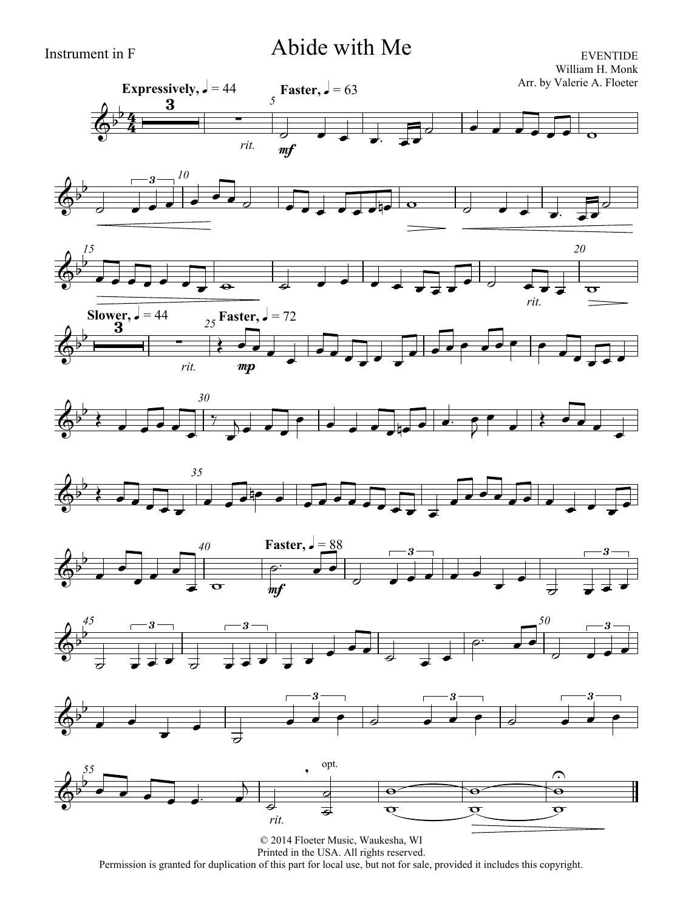Instrument in F

# Abide with Me

EVENTIDE
William H. Monk
Arr. by Valerie A. Floeter

© 2014 Floeter Music, Waukesha, WI
Printed in the USA. All rights reserved.
Permission is granted for duplication of this part for local use, but not for sale, provided it includes this copyright.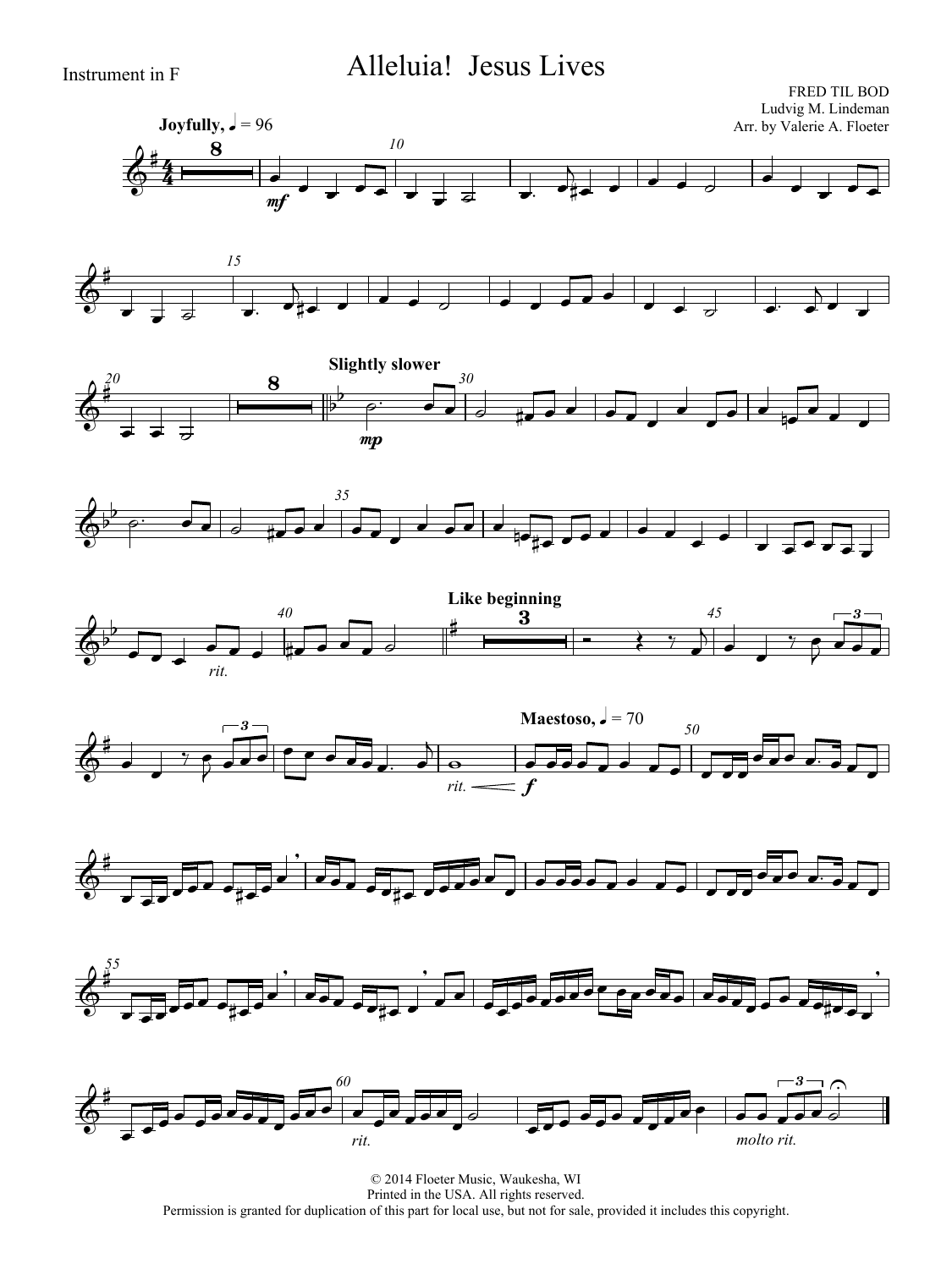Instrument in F

# Alleluia! Jesus Lives

FRED TIL BOD
Ludvig M. Lindeman
Arr. by Valerie A. Floeter

**Joyfully,** ♩ = 96

*mf*

**Slightly slower**

*mp*

*rit.*

**Like beginning**

**Maestoso,** ♩ = 70

*rit.* *f*

*rit.*

*molto rit.*

© 2014 Floeter Music, Waukesha, WI
Printed in the USA. All rights reserved.
Permission is granted for duplication of this part for local use, but not for sale, provided it includes this copyright.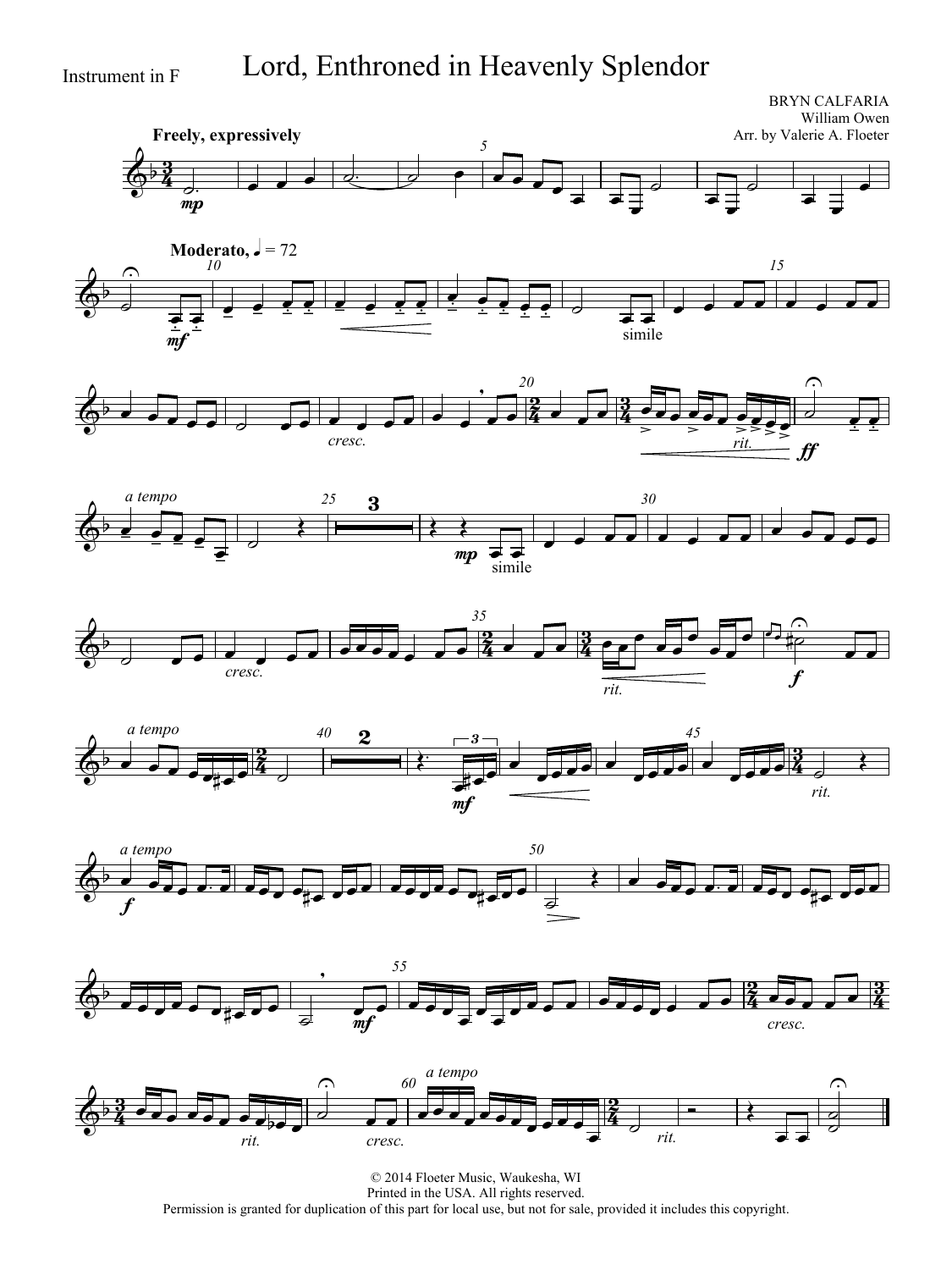Instrument in F

# Lord, Enthroned in Heavenly Splendor

BRYN CALFARIA
William Owen
Arr. by Valerie A. Floeter

© 2014 Floeter Music, Waukesha, WI
Printed in the USA. All rights reserved.
Permission is granted for duplication of this part for local use, but not for sale, provided it includes this copyright.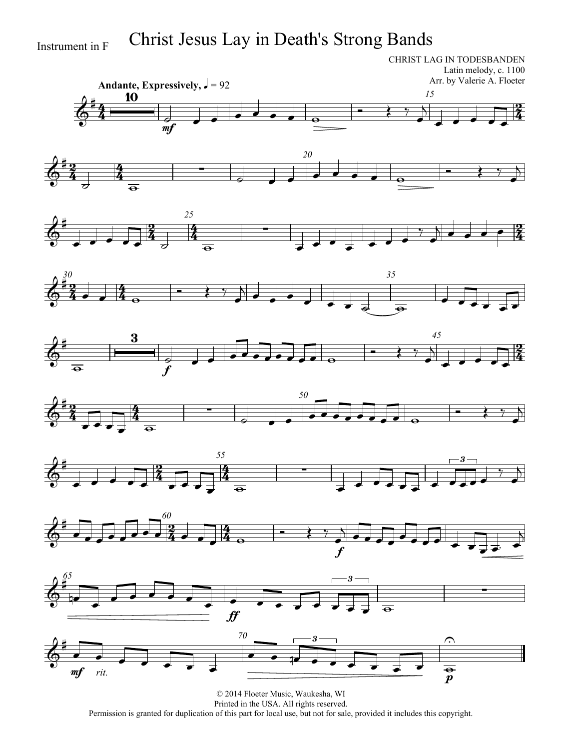Instrument in F

# Christ Jesus Lay in Death's Strong Bands

CHRIST LAG IN TODESBANDEN
Latin melody, c. 1100
Arr. by Valerie A. Floeter

Andante, Expressively, ♩ = 92

© 2014 Floeter Music, Waukesha, WI
Printed in the USA. All rights reserved.
Permission is granted for duplication of this part for local use, but not for sale, provided it includes this copyright.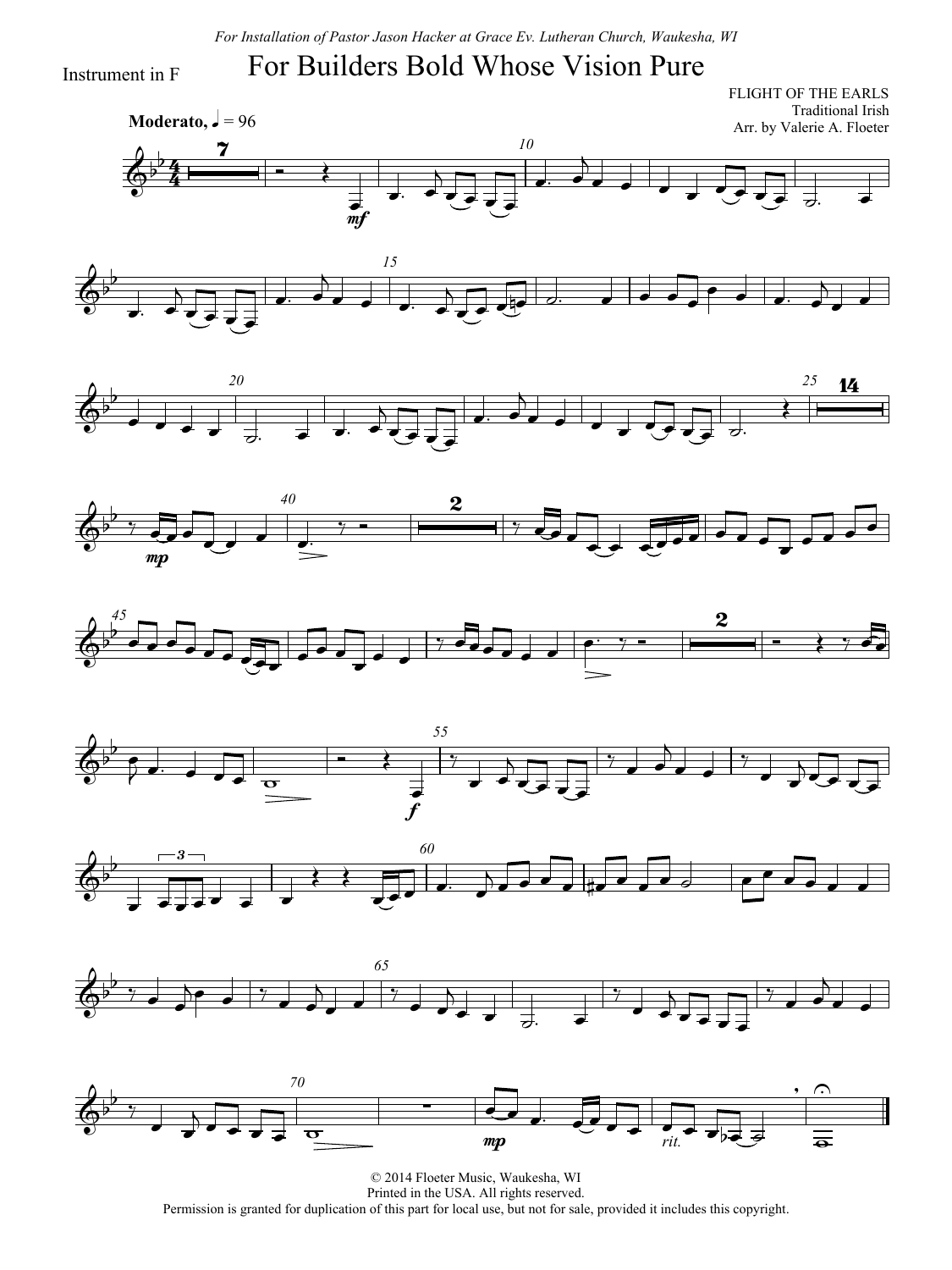*For Installation of Pastor Jason Hacker at Grace Ev. Lutheran Church, Waukesha, WI*

Instrument in F

# For Builders Bold Whose Vision Pure

FLIGHT OF THE EARLS
Traditional Irish
Arr. by Valerie A. Floeter

**Moderato,** ♩ = 96

© 2014 Floeter Music, Waukesha, WI
Printed in the USA. All rights reserved.
Permission is granted for duplication of this part for local use, but not for sale, provided it includes this copyright.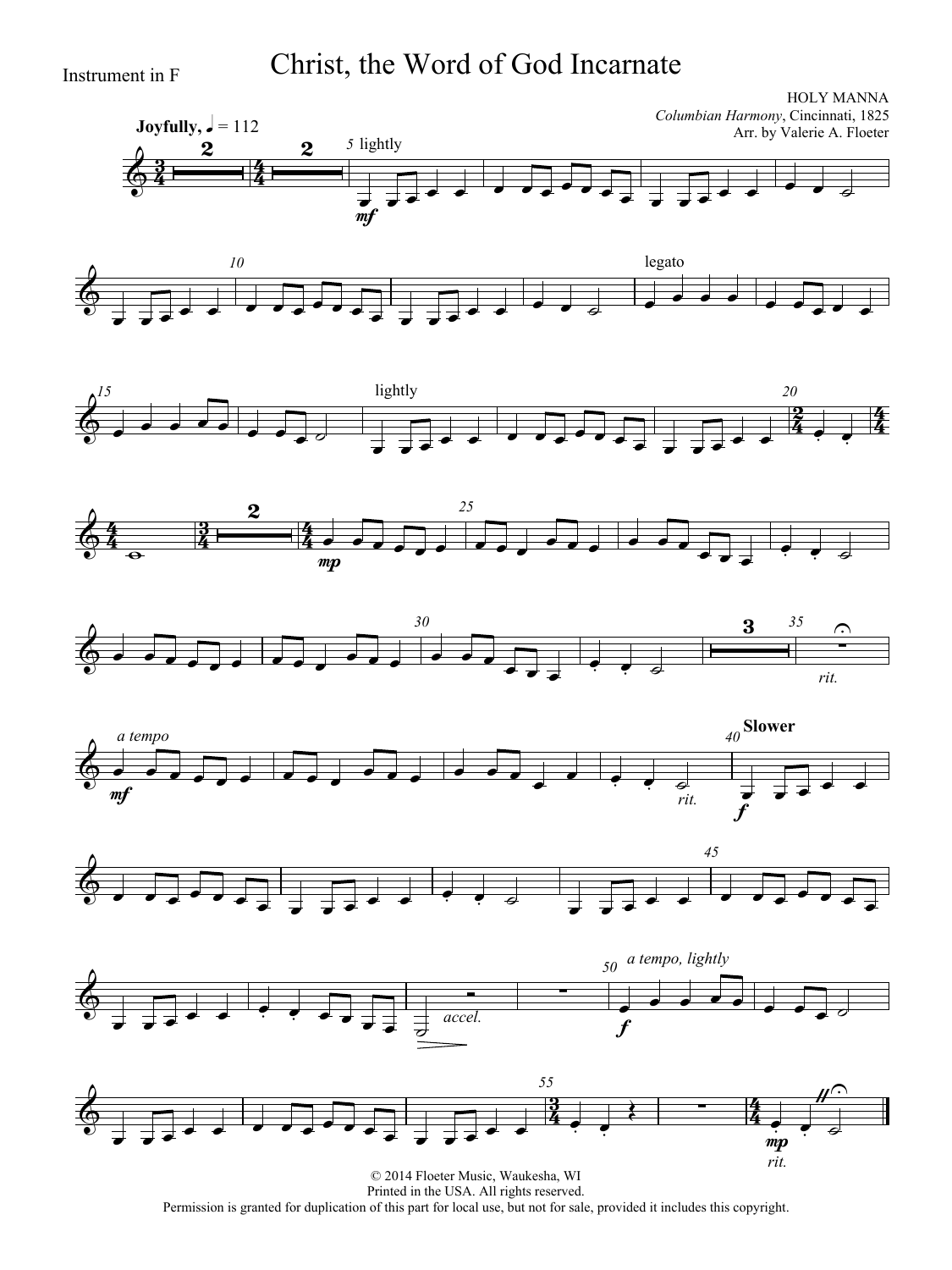Instrument in F

# Christ, the Word of God Incarnate

HOLY MANNA
*Columbian Harmony*, Cincinnati, 1825
Arr. by Valerie A. Floeter

© 2014 Floeter Music, Waukesha, WI
Printed in the USA. All rights reserved.
Permission is granted for duplication of this part for local use, but not for sale, provided it includes this copyright.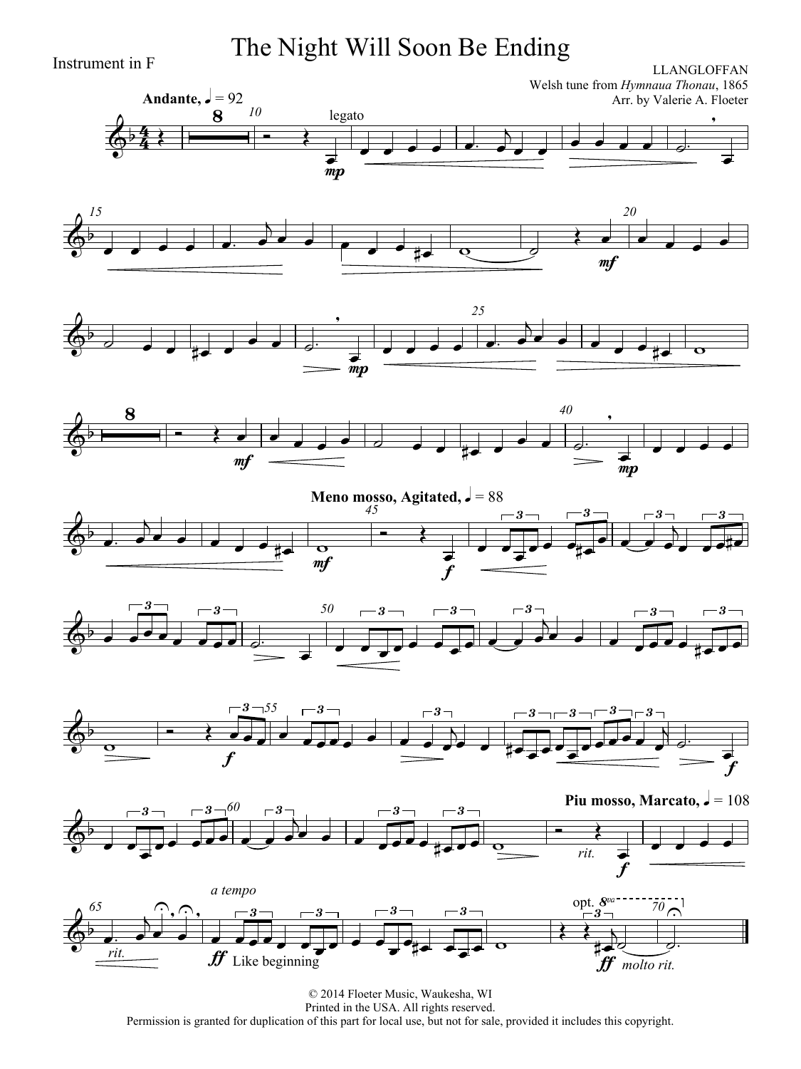Instrument in F

# The Night Will Soon Be Ending

LLANGLOFFAN
Welsh tune from *Hymnaua Thonau*, 1865
Arr. by Valerie A. Floeter

**Andante,** ♩ = 92

**Meno mosso, Agitated,** ♩ = 88

**Piu mosso, Marcato,** ♩ = 108

*a tempo*

Like beginning

© 2014 Floeter Music, Waukesha, WI
Printed in the USA. All rights reserved.
Permission is granted for duplication of this part for local use, but not for sale, provided it includes this copyright.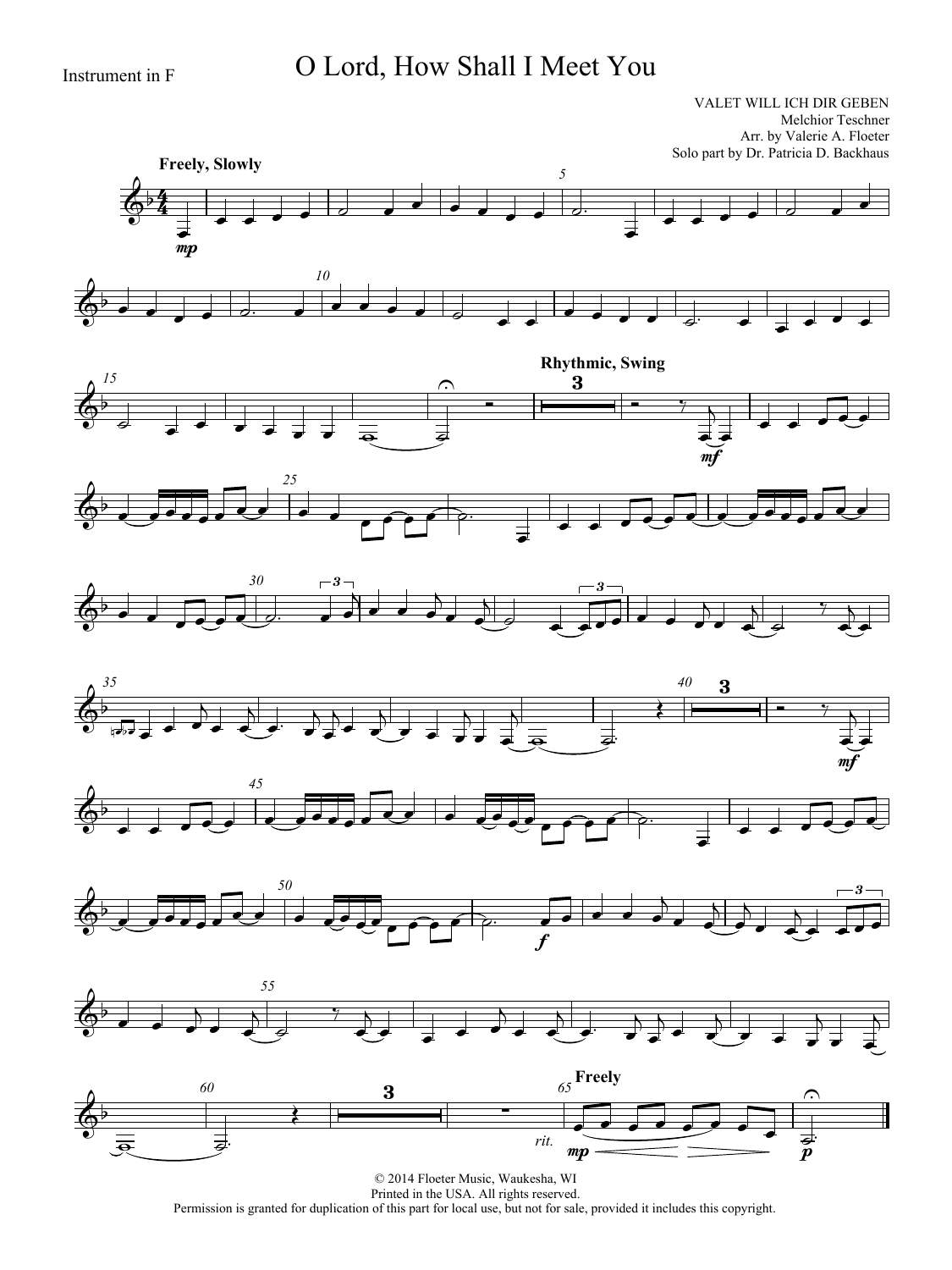Instrument in F

# O Lord, How Shall I Meet You

VALET WILL ICH DIR GEBEN
Melchior Teschner
Arr. by Valerie A. Floeter
Solo part by Dr. Patricia D. Backhaus

Freely, Slowly

mp

Rhythmic, Swing

mf

mf

f

Freely

rit.

mp

p

© 2014 Floeter Music, Waukesha, WI
Printed in the USA. All rights reserved.
Permission is granted for duplication of this part for local use, but not for sale, provided it includes this copyright.